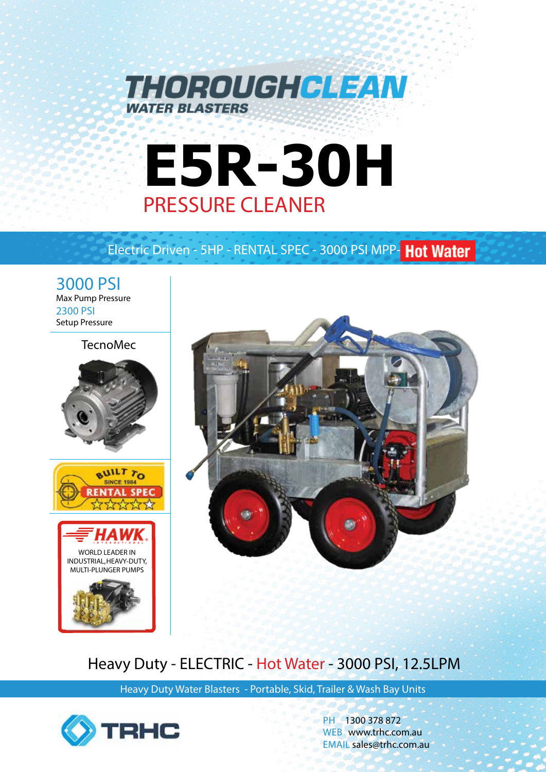# THOROUGHCLEAN

WATER BLASTERS

# E5R-30H

## PRESSURE CLEANER

Electric Driven - 5HP - RENTAL SPEC - 3000 PSI MPP- **Hot Water**

3000 PSI
Max Pump Pressure

2300 PSI
Setup Pressure

TecnoMec

BUILT TO
SINCE 1984
RENTAL SPEC

HAWK INTERNATIONAL
WORLD LEADER IN INDUSTRIAL, HEAVY-DUTY, MULTI-PLUNGER PUMPS

Heavy Duty - ELECTRIC - Hot Water - 3000 PSI, 12.5LPM

Heavy Duty Water Blasters - Portable, Skid, Trailer & Wash Bay Units

TRHC

PH 1300 378 872
WEB www.trhc.com.au
EMAIL sales@trhc.com.au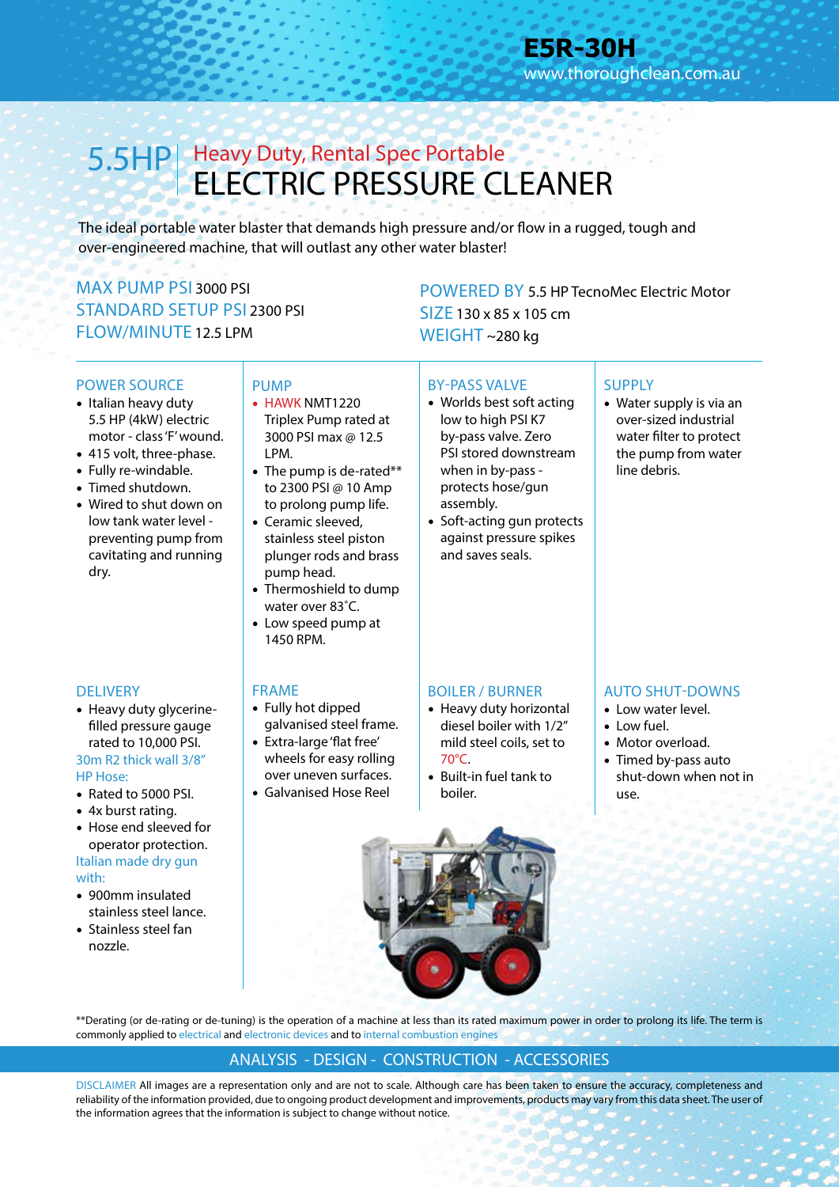# E5R-30H

www.thoroughclean.com.au

# 5.5HP | Heavy Duty, Rental Spec Portable ELECTRIC PRESSURE CLEANER

The ideal portable water blaster that demands high pressure and/or flow in a rugged, tough and over-engineered machine, that will outlast any other water blaster!

MAX PUMP PSI 3000 PSI
STANDARD SETUP PSI 2300 PSI
FLOW/MINUTE 12.5 LPM

POWERED BY 5.5 HP TecnoMec Electric Motor
SIZE 130 x 85 x 105 cm
WEIGHT ~280 kg

### POWER SOURCE

- Italian heavy duty 5.5 HP (4kW) electric motor - class 'F' wound.
- 415 volt, three-phase.
- Fully re-windable.
- Timed shutdown.
- Wired to shut down on low tank water level - preventing pump from cavitating and running dry.

### PUMP

- HAWK NMT1220 Triplex Pump rated at 3000 PSI max @ 12.5 LPM.
- The pump is de-rated** to 2300 PSI @ 10 Amp to prolong pump life.
- Ceramic sleeved, stainless steel piston plunger rods and brass pump head.
- Thermoshield to dump water over 83˚C.
- Low speed pump at 1450 RPM.

### BY-PASS VALVE

- Worlds best soft acting low to high PSI K7 by-pass valve. Zero PSI stored downstream when in by-pass - protects hose/gun assembly.
- Soft-acting gun protects against pressure spikes and saves seals.

### SUPPLY

- Water supply is via an over-sized industrial water filter to protect the pump from water line debris.

### DELIVERY

- Heavy duty glycerine-filled pressure gauge rated to 10,000 PSI.

30m R2 thick wall 3/8" HP Hose:

- Rated to 5000 PSI.
- 4x burst rating.
- Hose end sleeved for operator protection.

Italian made dry gun with:

- 900mm insulated stainless steel lance.
- Stainless steel fan nozzle.

### FRAME

- Fully hot dipped galvanised steel frame.
- Extra-large 'flat free' wheels for easy rolling over uneven surfaces.
- Galvanised Hose Reel

### BOILER / BURNER

- Heavy duty horizontal diesel boiler with 1/2" mild steel coils, set to 70°C.
- Built-in fuel tank to boiler.

### AUTO SHUT-DOWNS

- Low water level.
- Low fuel.
- Motor overload.
- Timed by-pass auto shut-down when not in use.

**Derating (or de-rating or de-tuning) is the operation of a machine at less than its rated maximum power in order to prolong its life. The term is commonly applied to electrical and electronic devices and to internal combustion engines

ANALYSIS - DESIGN - CONSTRUCTION - ACCESSORIES

DISCLAIMER All images are a representation only and are not to scale. Although care has been taken to ensure the accuracy, completeness and reliability of the information provided, due to ongoing product development and improvements, products may vary from this data sheet. The user of the information agrees that the information is subject to change without notice.